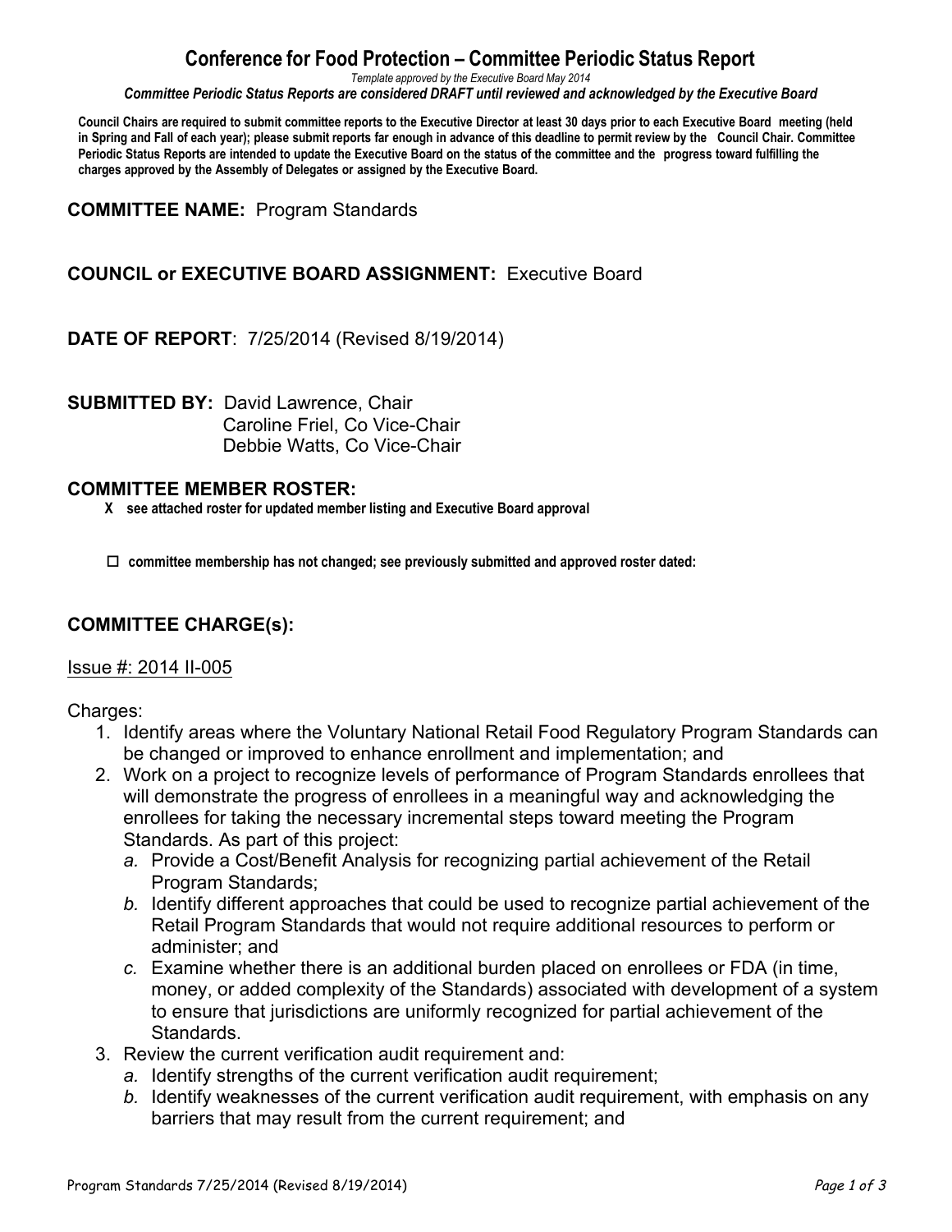# Conference for Food Protection – Committee Periodic Status Report

*Template approved by the Executive Board May 2014*

***Committee Periodic Status Reports are considered DRAFT until reviewed and acknowledged by the Executive Board***

**Council Chairs are required to submit committee reports to the Executive Director at least 30 days prior to each Executive Board meeting (held in Spring and Fall of each year); please submit reports far enough in advance of this deadline to permit review by the Council Chair. Committee Periodic Status Reports are intended to update the Executive Board on the status of the committee and the progress toward fulfilling the charges approved by the Assembly of Delegates or assigned by the Executive Board.**

**COMMITTEE NAME:** Program Standards

**COUNCIL or EXECUTIVE BOARD ASSIGNMENT:** Executive Board

**DATE OF REPORT**: 7/25/2014 (Revised 8/19/2014)

**SUBMITTED BY:** David Lawrence, Chair
Caroline Friel, Co Vice-Chair
Debbie Watts, Co Vice-Chair

**COMMITTEE MEMBER ROSTER:**

**X see attached roster for updated member listing and Executive Board approval**

**☐ committee membership has not changed; see previously submitted and approved roster dated:**

**COMMITTEE CHARGE(s):**

Issue #: 2014 II-005

Charges:

1. Identify areas where the Voluntary National Retail Food Regulatory Program Standards can be changed or improved to enhance enrollment and implementation; and
2. Work on a project to recognize levels of performance of Program Standards enrollees that will demonstrate the progress of enrollees in a meaningful way and acknowledging the enrollees for taking the necessary incremental steps toward meeting the Program Standards. As part of this project:
   *a.* Provide a Cost/Benefit Analysis for recognizing partial achievement of the Retail Program Standards;
   *b.* Identify different approaches that could be used to recognize partial achievement of the Retail Program Standards that would not require additional resources to perform or administer; and
   *c.* Examine whether there is an additional burden placed on enrollees or FDA (in time, money, or added complexity of the Standards) associated with development of a system to ensure that jurisdictions are uniformly recognized for partial achievement of the Standards.
3. Review the current verification audit requirement and:
   *a.* Identify strengths of the current verification audit requirement;
   *b.* Identify weaknesses of the current verification audit requirement, with emphasis on any barriers that may result from the current requirement; and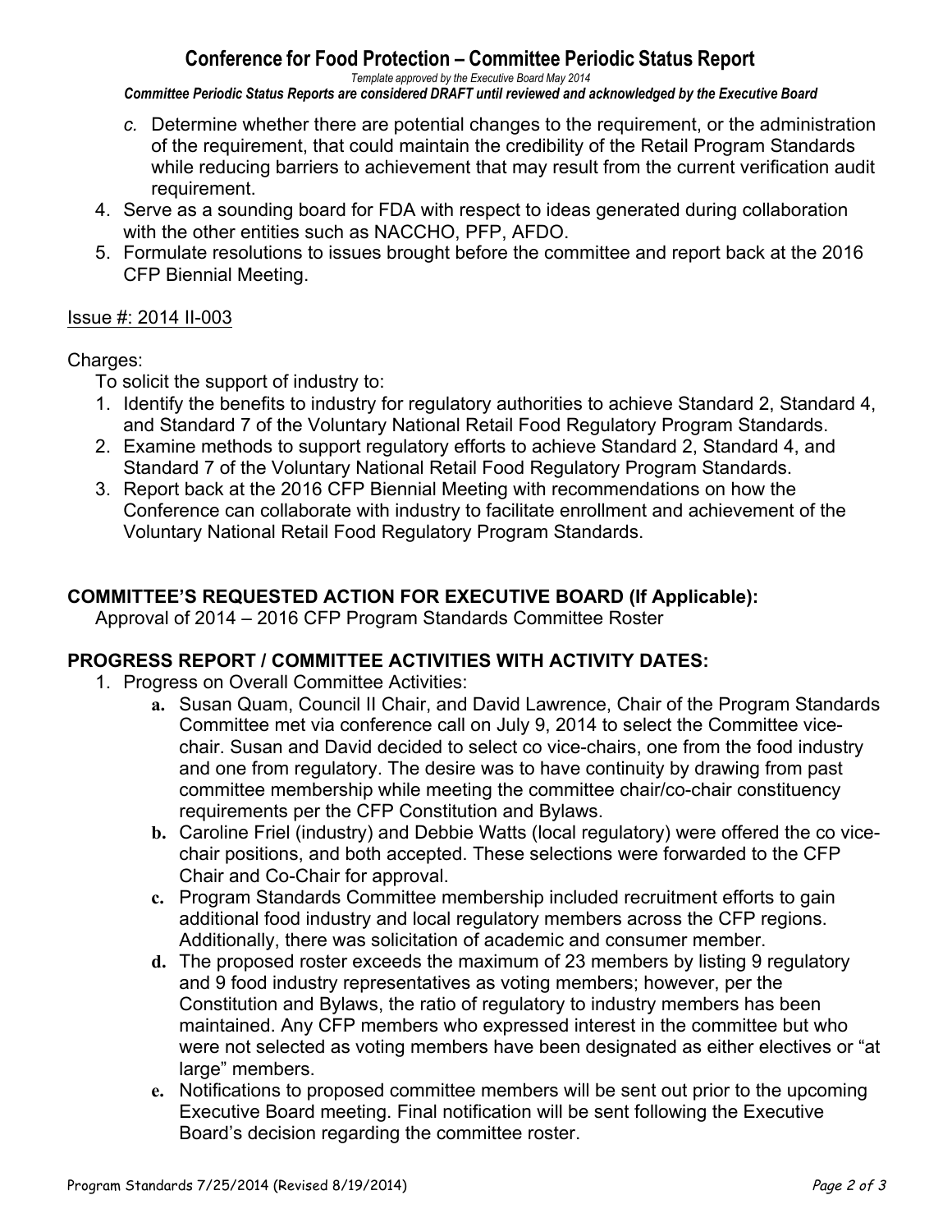c. Determine whether there are potential changes to the requirement, or the administration of the requirement, that could maintain the credibility of the Retail Program Standards while reducing barriers to achievement that may result from the current verification audit requirement.

4. Serve as a sounding board for FDA with respect to ideas generated during collaboration with the other entities such as NACCHO, PFP, AFDO.
5. Formulate resolutions to issues brought before the committee and report back at the 2016 CFP Biennial Meeting.

Issue #: 2014 II-003

Charges:

To solicit the support of industry to:

1. Identify the benefits to industry for regulatory authorities to achieve Standard 2, Standard 4, and Standard 7 of the Voluntary National Retail Food Regulatory Program Standards.
2. Examine methods to support regulatory efforts to achieve Standard 2, Standard 4, and Standard 7 of the Voluntary National Retail Food Regulatory Program Standards.
3. Report back at the 2016 CFP Biennial Meeting with recommendations on how the Conference can collaborate with industry to facilitate enrollment and achievement of the Voluntary National Retail Food Regulatory Program Standards.

## COMMITTEE'S REQUESTED ACTION FOR EXECUTIVE BOARD (If Applicable):

Approval of 2014 – 2016 CFP Program Standards Committee Roster

## PROGRESS REPORT / COMMITTEE ACTIVITIES WITH ACTIVITY DATES:

1. Progress on Overall Committee Activities:
   - **a.** Susan Quam, Council II Chair, and David Lawrence, Chair of the Program Standards Committee met via conference call on July 9, 2014 to select the Committee vice-chair. Susan and David decided to select co vice-chairs, one from the food industry and one from regulatory. The desire was to have continuity by drawing from past committee membership while meeting the committee chair/co-chair constituency requirements per the CFP Constitution and Bylaws.
   - **b.** Caroline Friel (industry) and Debbie Watts (local regulatory) were offered the co vice-chair positions, and both accepted. These selections were forwarded to the CFP Chair and Co-Chair for approval.
   - **c.** Program Standards Committee membership included recruitment efforts to gain additional food industry and local regulatory members across the CFP regions. Additionally, there was solicitation of academic and consumer member.
   - **d.** The proposed roster exceeds the maximum of 23 members by listing 9 regulatory and 9 food industry representatives as voting members; however, per the Constitution and Bylaws, the ratio of regulatory to industry members has been maintained. Any CFP members who expressed interest in the committee but who were not selected as voting members have been designated as either electives or "at large" members.
   - **e.** Notifications to proposed committee members will be sent out prior to the upcoming Executive Board meeting. Final notification will be sent following the Executive Board's decision regarding the committee roster.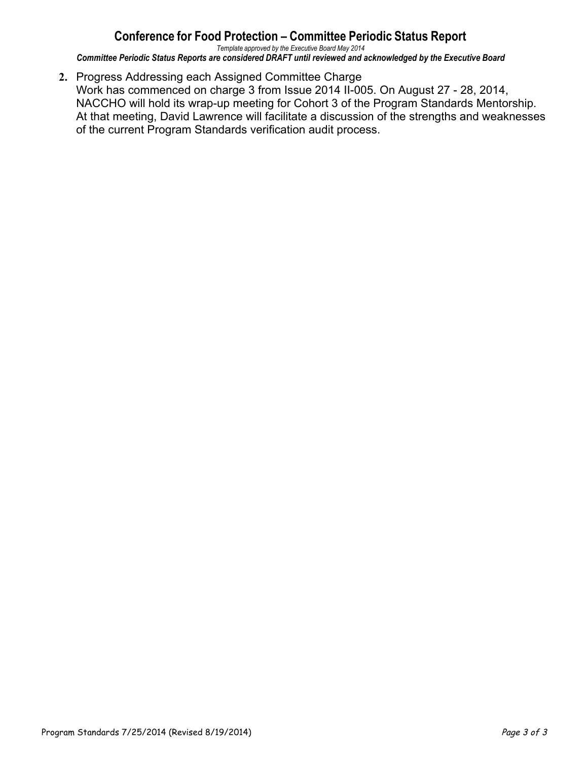2. Progress Addressing each Assigned Committee Charge
   Work has commenced on charge 3 from Issue 2014 II-005. On August 27 - 28, 2014, NACCHO will hold its wrap-up meeting for Cohort 3 of the Program Standards Mentorship. At that meeting, David Lawrence will facilitate a discussion of the strengths and weaknesses of the current Program Standards verification audit process.